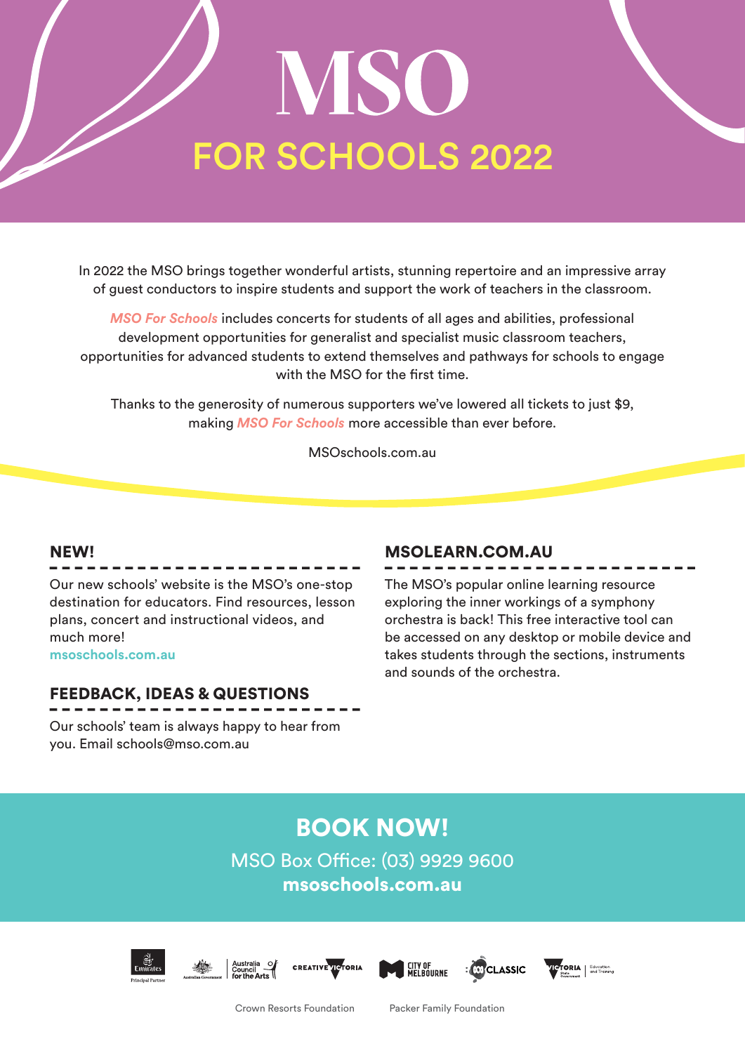# MSO

## FOR SCHOOLS 2022

In 2022 the MSO brings together wonderful artists, stunning repertoire and an impressive array of guest conductors to inspire students and support the work of teachers in the classroom.

***MSO For Schools*** includes concerts for students of all ages and abilities, professional development opportunities for generalist and specialist music classroom teachers, opportunities for advanced students to extend themselves and pathways for schools to engage with the MSO for the first time.

Thanks to the generosity of numerous supporters we've lowered all tickets to just $9, making ***MSO For Schools*** more accessible than ever before.

MSOschools.com.au

### NEW!

Our new schools' website is the MSO's one-stop destination for educators. Find resources, lesson plans, concert and instructional videos, and much more!
**msoschools.com.au**

### FEEDBACK, IDEAS & QUESTIONS

Our schools' team is always happy to hear from you. Email schools@mso.com.au

### MSOLEARN.COM.AU

The MSO's popular online learning resource exploring the inner workings of a symphony orchestra is back! This free interactive tool can be accessed on any desktop or mobile device and takes students through the sections, instruments and sounds of the orchestra.

## BOOK NOW!

MSO Box Office: (03) 9929 9600
**msoschools.com.au**

Emirates Principal Partner · Australian Government · Australia Council for the Arts · Creative Victoria · City of Melbourne · ABC Classic · Victoria State Government Education and Training

Crown Resorts Foundation · Packer Family Foundation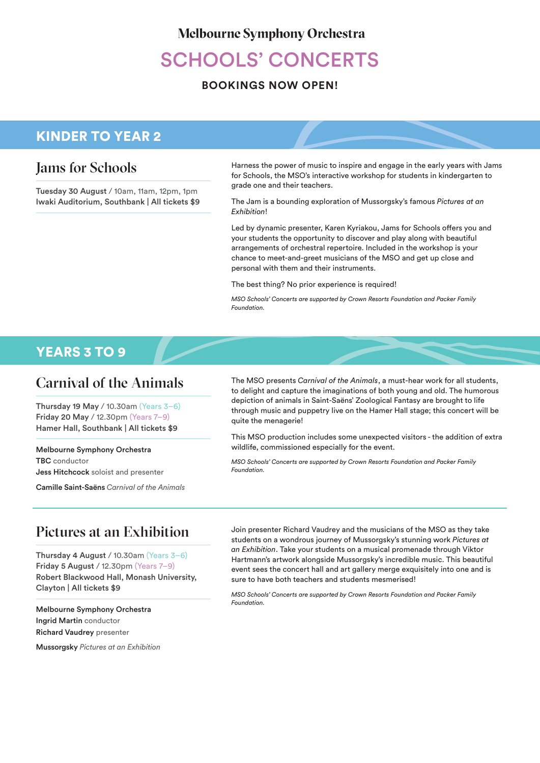# Melbourne Symphony Orchestra

# SCHOOLS' CONCERTS

**BOOKINGS NOW OPEN!**

## KINDER TO YEAR 2

### Jams for Schools

**Tuesday 30 August** / 10am, 11am, 12pm, 1pm
**Iwaki Auditorium, Southbank | All tickets $9**

Harness the power of music to inspire and engage in the early years with Jams for Schools, the MSO's interactive workshop for students in kindergarten to grade one and their teachers.

The Jam is a bounding exploration of Mussorgsky's famous *Pictures at an Exhibition*!

Led by dynamic presenter, Karen Kyriakou, Jams for Schools offers you and your students the opportunity to discover and play along with beautiful arrangements of orchestral repertoire. Included in the workshop is your chance to meet-and-greet musicians of the MSO and get up close and personal with them and their instruments.

The best thing? No prior experience is required!

*MSO Schools' Concerts are supported by Crown Resorts Foundation and Packer Family Foundation.*

## YEARS 3 TO 9

### Carnival of the Animals

**Thursday 19 May** / 10.30am (Years 3–6)
**Friday 20 May** / 12.30pm (Years 7–9)
**Hamer Hall, Southbank | All tickets $9**

**Melbourne Symphony Orchestra**
**TBC** conductor
**Jess Hitchcock** soloist and presenter

**Camille Saint-Saëns** *Carnival of the Animals*

The MSO presents *Carnival of the Animals*, a must-hear work for all students, to delight and capture the imaginations of both young and old. The humorous depiction of animals in Saint-Saëns' Zoological Fantasy are brought to life through music and puppetry live on the Hamer Hall stage; this concert will be quite the menagerie!

This MSO production includes some unexpected visitors - the addition of extra wildlife, commissioned especially for the event.

*MSO Schools' Concerts are supported by Crown Resorts Foundation and Packer Family Foundation.*

### Pictures at an Exhibition

**Thursday 4 August** / 10.30am (Years 3–6)
**Friday 5 August** / 12.30pm (Years 7–9)
**Robert Blackwood Hall, Monash University, Clayton | All tickets $9**

**Melbourne Symphony Orchestra**
**Ingrid Martin** conductor
**Richard Vaudrey** presenter

**Mussorgsky** *Pictures at an Exhibition*

Join presenter Richard Vaudrey and the musicians of the MSO as they take students on a wondrous journey of Mussorgsky's stunning work *Pictures at an Exhibition*. Take your students on a musical promenade through Viktor Hartmann's artwork alongside Mussorgsky's incredible music. This beautiful event sees the concert hall and art gallery merge exquisitely into one and is sure to have both teachers and students mesmerised!

*MSO Schools' Concerts are supported by Crown Resorts Foundation and Packer Family Foundation.*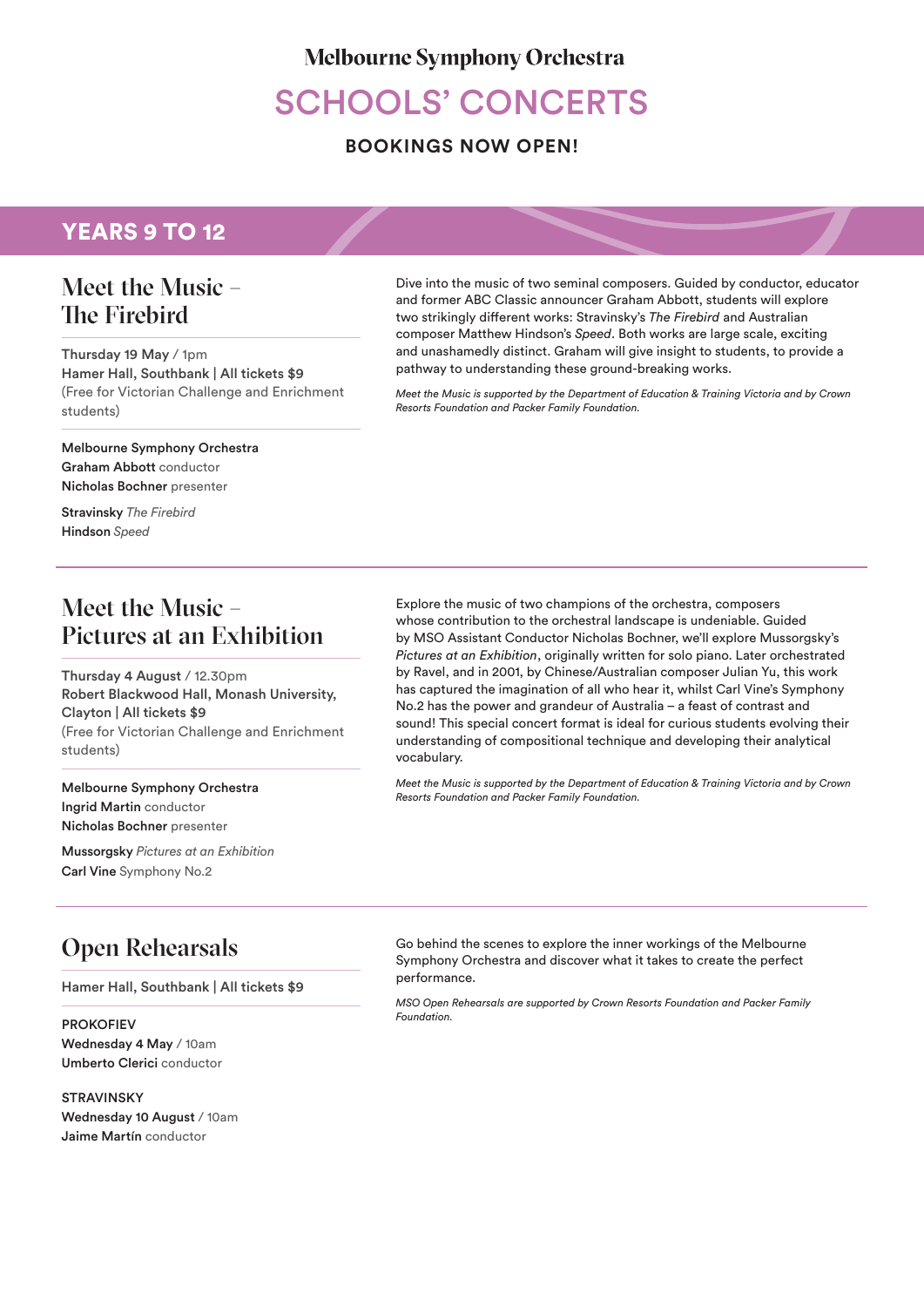Melbourne Symphony Orchestra

# SCHOOLS' CONCERTS

**BOOKINGS NOW OPEN!**

## YEARS 9 TO 12

### Meet the Music – The Firebird

**Thursday 19 May** / 1pm
**Hamer Hall, Southbank | All tickets $9**
(Free for Victorian Challenge and Enrichment students)

**Melbourne Symphony Orchestra**
**Graham Abbott** conductor
**Nicholas Bochner** presenter

**Stravinsky** *The Firebird*
**Hindson** *Speed*

Dive into the music of two seminal composers. Guided by conductor, educator and former ABC Classic announcer Graham Abbott, students will explore two strikingly different works: Stravinsky's *The Firebird* and Australian composer Matthew Hindson's *Speed*. Both works are large scale, exciting and unashamedly distinct. Graham will give insight to students, to provide a pathway to understanding these ground-breaking works.

*Meet the Music is supported by the Department of Education & Training Victoria and by Crown Resorts Foundation and Packer Family Foundation.*

### Meet the Music – Pictures at an Exhibition

**Thursday 4 August** / 12.30pm
**Robert Blackwood Hall, Monash University, Clayton | All tickets $9**
(Free for Victorian Challenge and Enrichment students)

**Melbourne Symphony Orchestra**
**Ingrid Martin** conductor
**Nicholas Bochner** presenter

**Mussorgsky** *Pictures at an Exhibition*
**Carl Vine** Symphony No.2

Explore the music of two champions of the orchestra, composers whose contribution to the orchestral landscape is undeniable. Guided by MSO Assistant Conductor Nicholas Bochner, we'll explore Mussorgsky's *Pictures at an Exhibition*, originally written for solo piano. Later orchestrated by Ravel, and in 2001, by Chinese/Australian composer Julian Yu, this work has captured the imagination of all who hear it, whilst Carl Vine's Symphony No.2 has the power and grandeur of Australia – a feast of contrast and sound! This special concert format is ideal for curious students evolving their understanding of compositional technique and developing their analytical vocabulary.

*Meet the Music is supported by the Department of Education & Training Victoria and by Crown Resorts Foundation and Packer Family Foundation.*

### Open Rehearsals

**Hamer Hall, Southbank | All tickets $9**

**PROKOFIEV**
**Wednesday 4 May** / 10am
**Umberto Clerici** conductor

**STRAVINSKY**
**Wednesday 10 August** / 10am
**Jaime Martín** conductor

Go behind the scenes to explore the inner workings of the Melbourne Symphony Orchestra and discover what it takes to create the perfect performance.

*MSO Open Rehearsals are supported by Crown Resorts Foundation and Packer Family Foundation.*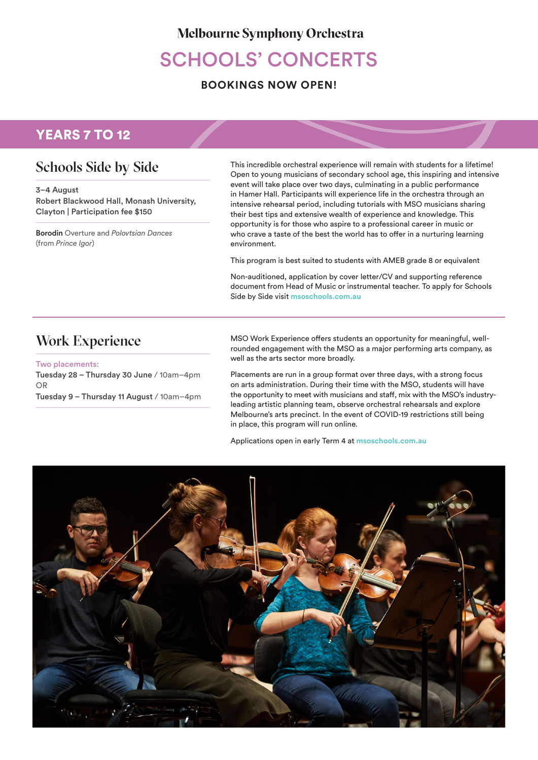Melbourne Symphony Orchestra

# SCHOOLS' CONCERTS

**BOOKINGS NOW OPEN!**

## YEARS 7 TO 12

### Schools Side by Side

**3–4 August**
**Robert Blackwood Hall, Monash University, Clayton | Participation fee $150**

**Borodin** Overture and *Polovtsian Dances* (from *Prince Igor*)

This incredible orchestral experience will remain with students for a lifetime! Open to young musicians of secondary school age, this inspiring and intensive event will take place over two days, culminating in a public performance in Hamer Hall. Participants will experience life in the orchestra through an intensive rehearsal period, including tutorials with MSO musicians sharing their best tips and extensive wealth of experience and knowledge. This opportunity is for those who aspire to a professional career in music or who crave a taste of the best the world has to offer in a nurturing learning environment.

This program is best suited to students with AMEB grade 8 or equivalent

Non-auditioned, application by cover letter/CV and supporting reference document from Head of Music or instrumental teacher. To apply for Schools Side by Side visit **msoschools.com.au**

### Work Experience

Two placements:
**Tuesday 28 – Thursday 30 June** / 10am–4pm
OR
**Tuesday 9 – Thursday 11 August** / 10am–4pm

MSO Work Experience offers students an opportunity for meaningful, well-rounded engagement with the MSO as a major performing arts company, as well as the arts sector more broadly.

Placements are run in a group format over three days, with a strong focus on arts administration. During their time with the MSO, students will have the opportunity to meet with musicians and staff, mix with the MSO's industry-leading artistic planning team, observe orchestral rehearsals and explore Melbourne's arts precinct. In the event of COVID-19 restrictions still being in place, this program will run online.

Applications open in early Term 4 at **msoschools.com.au**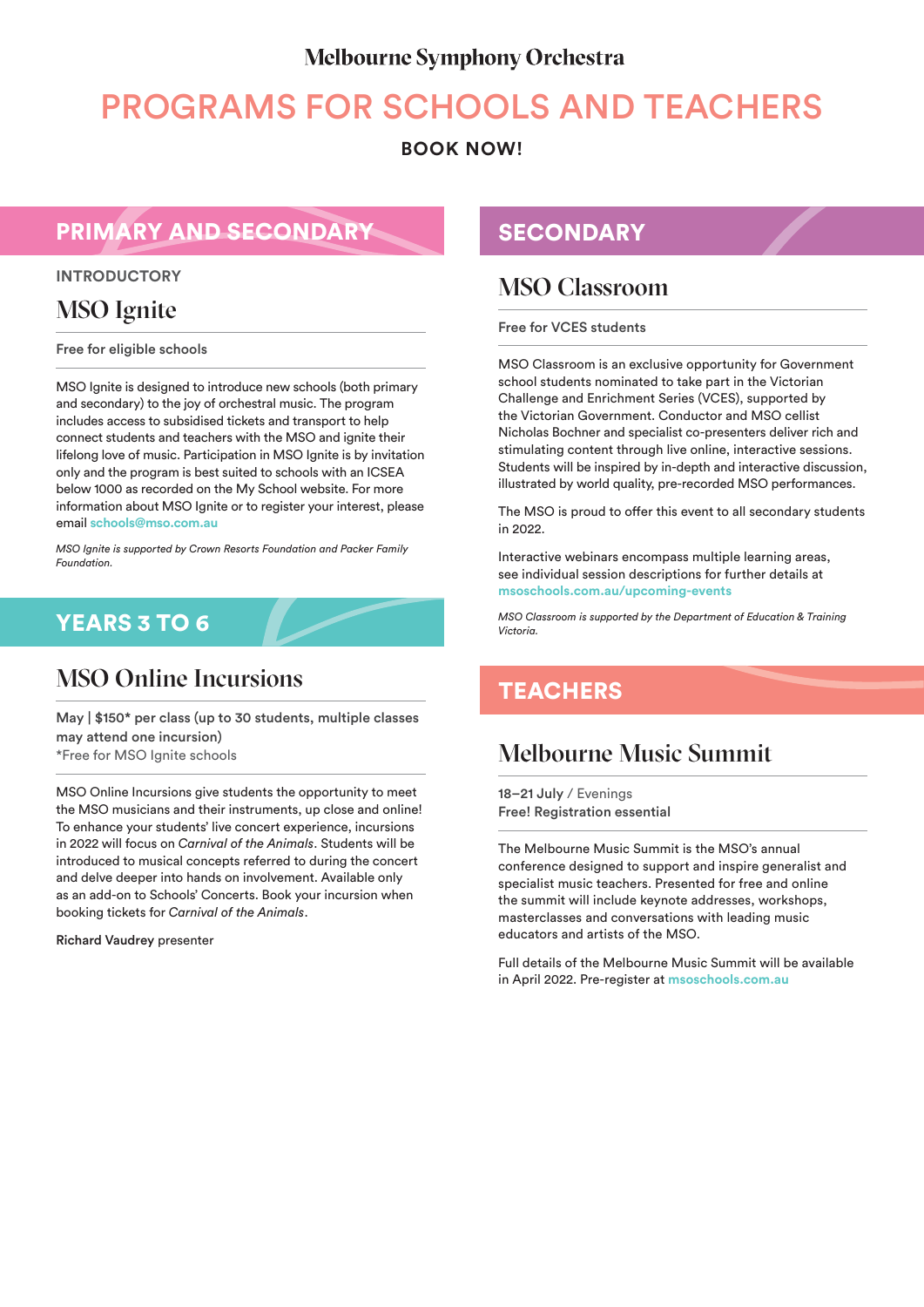Melbourne Symphony Orchestra

# PROGRAMS FOR SCHOOLS AND TEACHERS

**BOOK NOW!**

## PRIMARY AND SECONDARY

INTRODUCTORY

### MSO Ignite

**Free for eligible schools**

MSO Ignite is designed to introduce new schools (both primary and secondary) to the joy of orchestral music. The program includes access to subsidised tickets and transport to help connect students and teachers with the MSO and ignite their lifelong love of music. Participation in MSO Ignite is by invitation only and the program is best suited to schools with an ICSEA below 1000 as recorded on the My School website. For more information about MSO Ignite or to register your interest, please email schools@mso.com.au

*MSO Ignite is supported by Crown Resorts Foundation and Packer Family Foundation.*

## YEARS 3 TO 6

### MSO Online Incursions

**May | $150* per class (up to 30 students, multiple classes may attend one incursion)**
*Free for MSO Ignite schools

MSO Online Incursions give students the opportunity to meet the MSO musicians and their instruments, up close and online! To enhance your students' live concert experience, incursions in 2022 will focus on *Carnival of the Animals*. Students will be introduced to musical concepts referred to during the concert and delve deeper into hands on involvement. Available only as an add-on to Schools' Concerts. Book your incursion when booking tickets for *Carnival of the Animals*.

**Richard Vaudrey** presenter

## SECONDARY

### MSO Classroom

**Free for VCES students**

MSO Classroom is an exclusive opportunity for Government school students nominated to take part in the Victorian Challenge and Enrichment Series (VCES), supported by the Victorian Government. Conductor and MSO cellist Nicholas Bochner and specialist co-presenters deliver rich and stimulating content through live online, interactive sessions. Students will be inspired by in-depth and interactive discussion, illustrated by world quality, pre-recorded MSO performances.

The MSO is proud to offer this event to all secondary students in 2022.

Interactive webinars encompass multiple learning areas, see individual session descriptions for further details at msoschools.com.au/upcoming-events

*MSO Classroom is supported by the Department of Education & Training Victoria.*

## TEACHERS

### Melbourne Music Summit

**18–21 July** / Evenings
**Free! Registration essential**

The Melbourne Music Summit is the MSO's annual conference designed to support and inspire generalist and specialist music teachers. Presented for free and online the summit will include keynote addresses, workshops, masterclasses and conversations with leading music educators and artists of the MSO.

Full details of the Melbourne Music Summit will be available in April 2022. Pre-register at msoschools.com.au